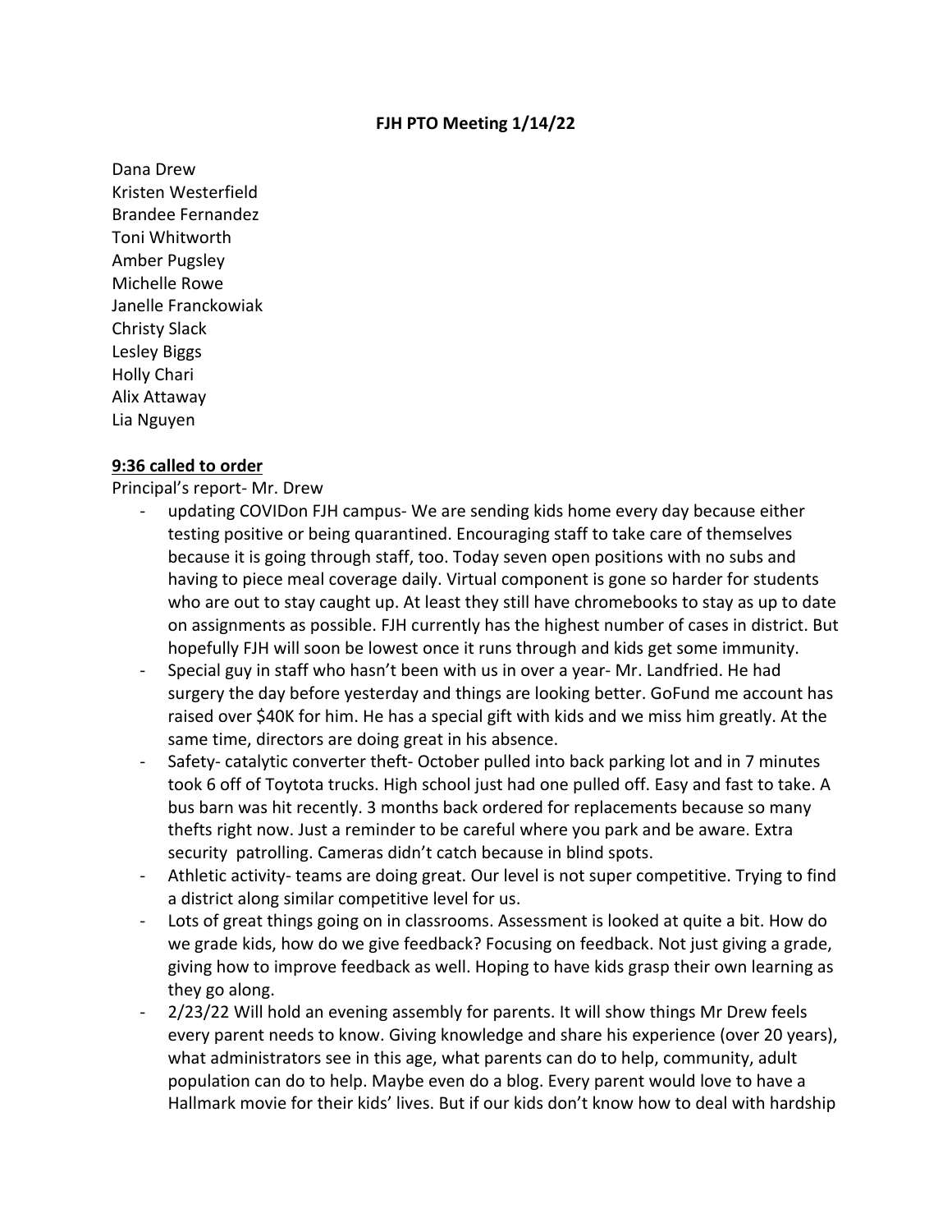**FJH PTO Meeting 1/14/22**

Dana Drew
Kristen Westerfield
Brandee Fernandez
Toni Whitworth
Amber Pugsley
Michelle Rowe
Janelle Franckowiak
Christy Slack
Lesley Biggs
Holly Chari
Alix Attaway
Lia Nguyen

**9:36 called to order**

Principal's report- Mr. Drew

- updating COVIDon FJH campus- We are sending kids home every day because either testing positive or being quarantined. Encouraging staff to take care of themselves because it is going through staff, too. Today seven open positions with no subs and having to piece meal coverage daily. Virtual component is gone so harder for students who are out to stay caught up. At least they still have chromebooks to stay as up to date on assignments as possible. FJH currently has the highest number of cases in district. But hopefully FJH will soon be lowest once it runs through and kids get some immunity.
- Special guy in staff who hasn't been with us in over a year- Mr. Landfried. He had surgery the day before yesterday and things are looking better. GoFund me account has raised over $40K for him. He has a special gift with kids and we miss him greatly. At the same time, directors are doing great in his absence.
- Safety- catalytic converter theft- October pulled into back parking lot and in 7 minutes took 6 off of Toytota trucks. High school just had one pulled off. Easy and fast to take. A bus barn was hit recently. 3 months back ordered for replacements because so many thefts right now. Just a reminder to be careful where you park and be aware. Extra security patrolling. Cameras didn't catch because in blind spots.
- Athletic activity- teams are doing great. Our level is not super competitive. Trying to find a district along similar competitive level for us.
- Lots of great things going on in classrooms. Assessment is looked at quite a bit. How do we grade kids, how do we give feedback? Focusing on feedback. Not just giving a grade, giving how to improve feedback as well. Hoping to have kids grasp their own learning as they go along.
- 2/23/22 Will hold an evening assembly for parents. It will show things Mr Drew feels every parent needs to know. Giving knowledge and share his experience (over 20 years), what administrators see in this age, what parents can do to help, community, adult population can do to help. Maybe even do a blog. Every parent would love to have a Hallmark movie for their kids' lives. But if our kids don't know how to deal with hardship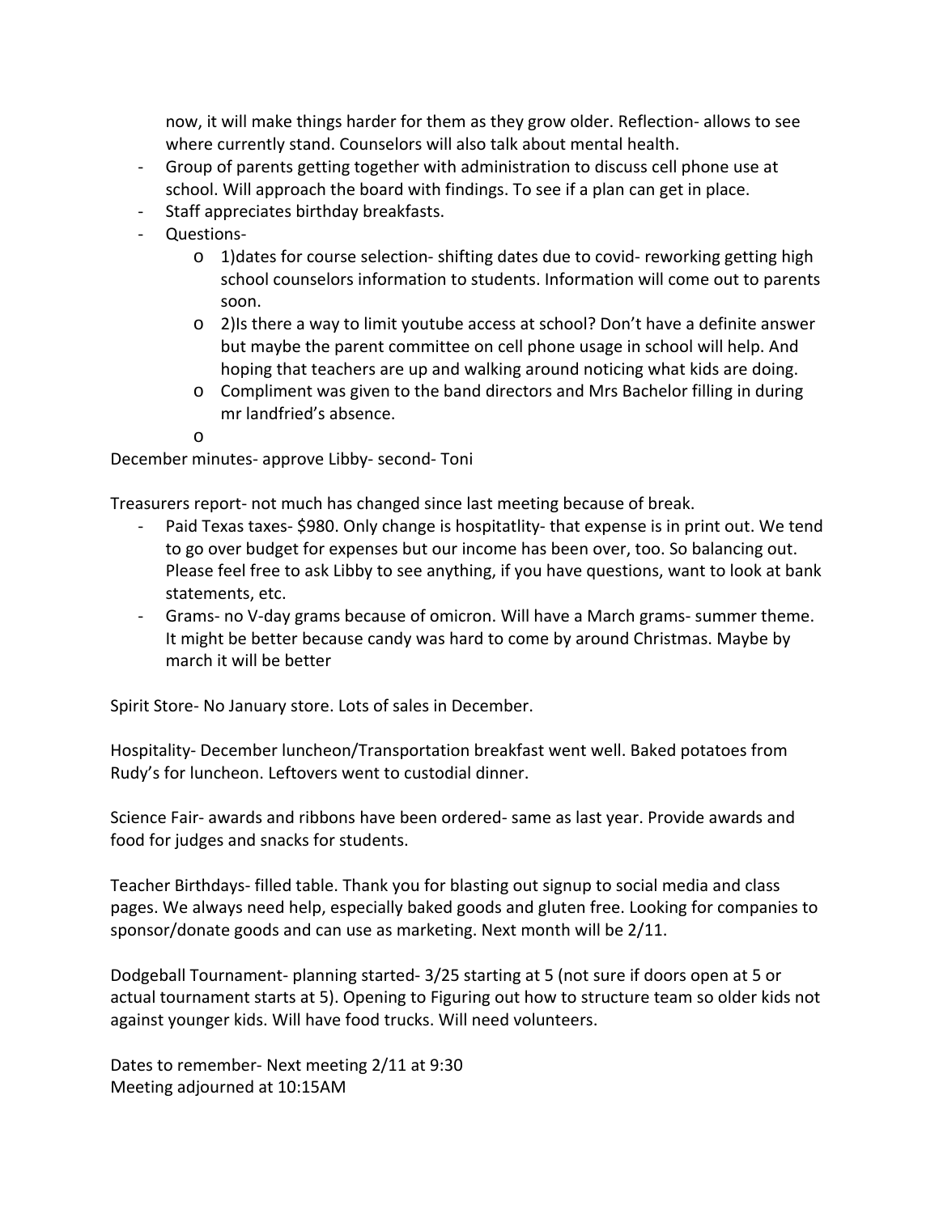now, it will make things harder for them as they grow older. Reflection- allows to see where currently stand. Counselors will also talk about mental health.

- Group of parents getting together with administration to discuss cell phone use at school. Will approach the board with findings. To see if a plan can get in place.
- Staff appreciates birthday breakfasts.
- Questions-
    - 1)dates for course selection- shifting dates due to covid- reworking getting high school counselors information to students. Information will come out to parents soon.
    - 2)Is there a way to limit youtube access at school? Don't have a definite answer but maybe the parent committee on cell phone usage in school will help. And hoping that teachers are up and walking around noticing what kids are doing.
    - Compliment was given to the band directors and Mrs Bachelor filling in during mr landfried's absence.
    - 

December minutes- approve Libby- second- Toni

Treasurers report- not much has changed since last meeting because of break.

- Paid Texas taxes- $980. Only change is hospitatlity- that expense is in print out. We tend to go over budget for expenses but our income has been over, too. So balancing out. Please feel free to ask Libby to see anything, if you have questions, want to look at bank statements, etc.
- Grams- no V-day grams because of omicron. Will have a March grams- summer theme. It might be better because candy was hard to come by around Christmas. Maybe by march it will be better

Spirit Store- No January store. Lots of sales in December.

Hospitality- December luncheon/Transportation breakfast went well. Baked potatoes from Rudy's for luncheon. Leftovers went to custodial dinner.

Science Fair- awards and ribbons have been ordered- same as last year. Provide awards and food for judges and snacks for students.

Teacher Birthdays- filled table. Thank you for blasting out signup to social media and class pages. We always need help, especially baked goods and gluten free. Looking for companies to sponsor/donate goods and can use as marketing. Next month will be 2/11.

Dodgeball Tournament- planning started- 3/25 starting at 5 (not sure if doors open at 5 or actual tournament starts at 5). Opening to Figuring out how to structure team so older kids not against younger kids. Will have food trucks. Will need volunteers.

Dates to remember- Next meeting 2/11 at 9:30
Meeting adjourned at 10:15AM